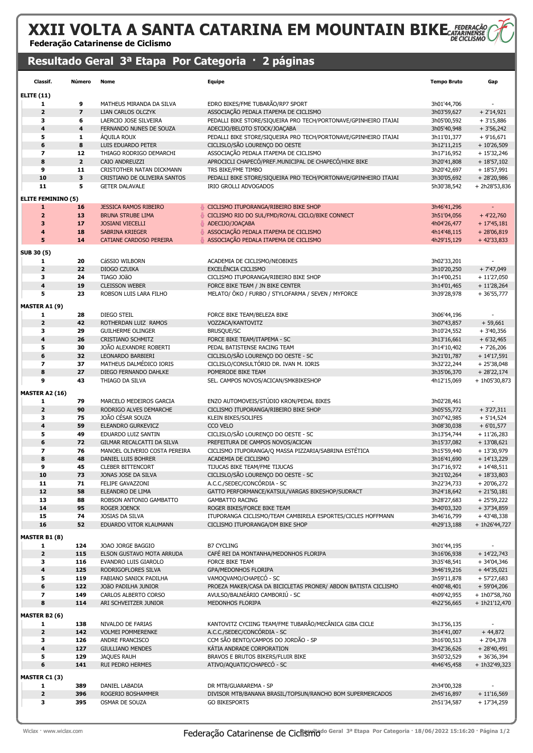# XXII VOLTA A SANTA CATARINA EM MOUNTAIN BIKE

**Federação Catarinense de Ciclismo**

## Resultado Geral 3ª Etapa Por Categoria · 2 páginas

| Classif. | Número | Nome | Equipe | Tempo Bruto | Gap |
|---|---|---|---|---|---|
| **ELITE (11)** | | | | | |
| 1 | 9 | MATHEUS MIRANDA DA SILVA | EDRO BIKES/FME TUBARÃO/RP7 SPORT | 3h01'44,706 | - |
| 2 | 7 | LIAN CARLOS OLCZYK | ASSOCIAÇÃO PEDALA ITAPEMA DE CICLISMO | 3h03'59,627 | + 2'14,921 |
| 3 | 6 | LAERCIO JOSE SILVEIRA | PEDALLI BIKE STORE/SIQUEIRA PRO TECH/PORTONAVE/GPINHEIRO ITAJAI | 3h05'00,592 | + 3'15,886 |
| 4 | 4 | FERNANDO NUNES DE SOUZA | ADECIJO/BELOTO STOCK/JOAÇABA | 3h05'40,948 | + 3'56,242 |
| 5 | 1 | ÁQUILA ROUX | PEDALLI BIKE STORE/SIQUEIRA PRO TECH/PORTONAVE/GPINHEIRO ITAJAI | 3h11'01,377 | + 9'16,671 |
| 6 | 8 | LUIS EDUARDO PETER | CICLISLO/SÃO LOURENÇO DO OESTE | 3h12'11,215 | + 10'26,509 |
| 7 | 12 | THIAGO RODRIGO DEMARCHI | ASSOCIAÇÃO PEDALA ITAPEMA DE CICLISMO | 3h17'16,952 | + 15'32,246 |
| 8 | 2 | CAIO ANDREUZZI | APROCICLI CHAPECÓ/PREF.MUNICIPAL DE CHAPECÓ/HIKE BIKE | 3h20'41,808 | + 18'57,102 |
| 9 | 11 | CRISTOTHER NATAN DICKMANN | TRS BIKE/FME TIMBO | 3h20'42,697 | + 18'57,991 |
| 10 | 3 | CRISTIANO DE OLIVEIRA SANTOS | PEDALLI BIKE STORE/SIQUEIRA PRO TECH/PORTONAVE/GPINHEIRO ITAJAI | 3h30'05,692 | + 28'20,986 |
| 11 | 5 | GETER DALAVALE | IRIO GROLLI ADVOGADOS | 5h30'38,542 | + 2h28'53,836 |
| **ELITE FEMININO (5)** | | | | | |
| 1 | 16 | JESSICA RAMOS RIBEIRO | CICLISMO ITUPORANGA/RIBEIRO BIKE SHOP | 3h46'41,296 | - |
| 2 | 13 | BRUNA STRUBE LIMA | CICLISMO RIO DO SUL/FMD/ROYAL CICLO/BIKE CONNECT | 3h51'04,056 | + 4'22,760 |
| 3 | 17 | JOSIANI VIECELLI | ADECIJO/JOAÇABA | 4h04'26,477 | + 17'45,181 |
| 4 | 18 | SABRINA KRIEGER | ASSOCIAÇÃO PEDALA ITAPEMA DE CICLISMO | 4h14'48,115 | + 28'06,819 |
| 5 | 14 | CATIANE CARDOSO PEREIRA | ASSOCIAÇÃO PEDALA ITAPEMA DE CICLISMO | 4h29'15,129 | + 42'33,833 |
| **SUB 30 (5)** | | | | | |
| 1 | 20 | CáSSIO WILBORN | ACADEMIA DE CICLISMO/NEOBIKES | 3h02'33,201 | - |
| 2 | 22 | DIOGO CZUIKA | EXCELÊNCIA CICLISMO | 3h10'20,250 | + 7'47,049 |
| 3 | 24 | TIAGO JOãO | CICLISMO ITUPORANGA/RIBEIRO BIKE SHOP | 3h14'00,251 | + 11'27,050 |
| 4 | 19 | CLEISSON WEBER | FORCE BIKE TEAM / JN BIKE CENTER | 3h14'01,465 | + 11'28,264 |
| 5 | 23 | ROBSON LUIS LARA FILHO | MELATO/ ÖKO / FURBO / STYLOFARMA / SEVEN / MYFORCE | 3h39'28,978 | + 36'55,777 |
| **MASTER A1 (9)** | | | | | |
| 1 | 28 | DIEGO STEIL | FORCE BIKE TEAM/BELEZA BIKE | 3h06'44,196 | - |
| 2 | 42 | ROTHERDAN LUIZ RAMOS | VOZZACA/KANTOVITZ | 3h07'43,857 | + 59,661 |
| 3 | 29 | GUILHERME OLINGER | BRUSQUE/SC | 3h10'24,552 | + 3'40,356 |
| 4 | 26 | CRISTIANO SCHMITZ | FORCE BIKE TEAM/ITAPEMA - SC | 3h13'16,661 | + 6'32,465 |
| 5 | 30 | JOÃO ALEXANDRE ROBERTI | PEDAL BATISTENSE RACING TEAM | 3h14'10,402 | + 7'26,206 |
| 6 | 32 | LEONARDO BARBIERI | CICLISLO/SÃO LOURENÇO DO OESTE - SC | 3h21'01,787 | + 14'17,591 |
| 7 | 37 | MATHEUS DALMÉDICO IORIS | CICLISLO/CONSULTÓRIO DR. IVAN M. IORIS | 3h32'22,244 | + 25'38,048 |
| 8 | 27 | DIEGO FERNANDO DAHLKE | POMERODE BIKE TEAM | 3h35'06,370 | + 28'22,174 |
| 9 | 43 | THIAGO DA SILVA | SEL. CAMPOS NOVOS/ACICAN/SMKBIKESHOP | 4h12'15,069 | + 1h05'30,873 |
| **MASTER A2 (16)** | | | | | |
| 1 | 79 | MARCELO MEDEIROS GARCIA | ENZO AUTOMOVEIS/STÚDIO KRON/PEDAL BIKES | 3h02'28,461 | - |
| 2 | 90 | RODRIGO ALVES DEMARCHE | CICLISMO ITUPORANGA/RIBEIRO BIKE SHOP | 3h05'55,772 | + 3'27,311 |
| 3 | 75 | JOÃO CÉSAR SOUZA | KLEIN BIKES/SOLIFES | 3h07'42,985 | + 5'14,524 |
| 4 | 59 | ELEANDRO GURKEVICZ | CCO VELO | 3h08'30,038 | + 6'01,577 |
| 5 | 49 | EDUARDO LUIZ SANTIN | CICLISLO/SÃO LOURENÇO DO OESTE - SC | 3h13'54,744 | + 11'26,283 |
| 6 | 72 | GILMAR RECALCATTI DA SILVA | PREFEITURA DE CAMPOS NOVOS/ACICAN | 3h15'37,082 | + 13'08,621 |
| 7 | 76 | MANOEL OLIVERIO COSTA PEREIRA | CICLISMO ITUPORANGA/Q MASSA PIZZARIA/SABRINA ESTÉTICA | 3h15'59,440 | + 13'30,979 |
| 8 | 48 | DANIEL LUIS BOHRER | ACADEMIA DE CICLISMO | 3h16'41,690 | + 14'13,229 |
| 9 | 45 | CLEBER BITTENCORT | TIJUCAS BIKE TEAM/FME TIJUCAS | 3h17'16,972 | + 14'48,511 |
| 10 | 73 | JONAS JOSE DA SILVA | CICLISLO/SÃO LOURENÇO DO OESTE - SC | 3h21'02,264 | + 18'33,803 |
| 11 | 71 | FELIPE GAVAZZONI | A.C.C./SEDEC/CONCÓRDIA - SC | 3h22'34,733 | + 20'06,272 |
| 12 | 58 | ELEANDRO DE LIMA | GATTO PERFORMANCE/KATSUL/VARGAS BIKESHOP/SUDRACT | 3h24'18,642 | + 21'50,181 |
| 13 | 88 | ROBSON ANTONIO GAMBATTO | GAMBATTO RACING | 3h28'27,683 | + 25'59,222 |
| 14 | 95 | ROGER JOENCK | ROGER BIKES/FORCE BIKE TEAM | 3h40'03,320 | + 37'34,859 |
| 15 | 74 | JOSIAS DA SILVA | ITUPORANGA CICLISMO/TEAM CAMBIRELA ESPORTES/CICLES HOFFMANN | 3h46'16,799 | + 43'48,338 |
| 16 | 52 | EDUARDO VITOR KLAUMANN | CICLISMO ITUPORANGA/DM BIKE SHOP | 4h29'13,188 | + 1h26'44,727 |
| **MASTER B1 (8)** | | | | | |
| 1 | 124 | JOAO JORGE BAGGIO | B7 CYCLING | 3h01'44,195 | - |
| 2 | 115 | ELSON GUSTAVO MOTA ARRUDA | CAFÉ REI DA MONTANHA/MEDONHOS FLORIPA | 3h16'06,938 | + 14'22,743 |
| 3 | 116 | EVANDRO LUIS GIAROLO | FORCE BIKE TEAM | 3h35'48,541 | + 34'04,346 |
| 4 | 125 | RODRIGOFLORES SILVA | GPA/MEDONHOS FLORIPA | 3h46'19,216 | + 44'35,021 |
| 5 | 119 | FABIANO SANICK PADILHA | VAMOQVAMO/CHAPECÓ - SC | 3h59'11,878 | + 57'27,683 |
| 6 | 122 | JOãO PADILHA JUNIOR | PROEZA MAKER/CASA DA BICICLETAS PRONER/ ABDON BATISTA CICLISMO | 4h00'48,401 | + 59'04,206 |
| 7 | 149 | CARLOS ALBERTO CORSO | AVULSO/BALNEÁRIO CAMBORIÚ - SC | 4h09'42,955 | + 1h07'58,760 |
| 8 | 114 | ARI SCHVEITZER JUNIOR | MEDONHOS FLORIPA | 4h22'56,665 | + 1h21'12,470 |
| **MASTER B2 (6)** | | | | | |
| 1 | 138 | NIVALDO DE FARIAS | KANTOVITZ CYCIING TEAM/FME TUBARÃO/MECÂNICA GIBA CICLE | 3h13'56,135 | - |
| 2 | 142 | VOLMEI POMMERENKE | A.C.C./SEDEC/CONCÓRDIA - SC | 3h14'41,007 | + 44,872 |
| 3 | 126 | ANDRE FRANCISCO | CCM SÃO BENTO/CAMPOS DO JORDÃO - SP | 3h16'00,513 | + 2'04,378 |
| 4 | 127 | GIULLIANO MENDES | KÁTIA ANDRADE CORPORATION | 3h42'36,626 | + 28'40,491 |
| 5 | 129 | JAQUES RAUH | BRAVOS E BRUTOS BIKERS/FLUIR BIKE | 3h50'32,529 | + 36'36,394 |
| 6 | 141 | RUI PEDRO HERMES | ATIVO/AQUATIC/CHAPECÓ - SC | 4h46'45,458 | + 1h32'49,323 |
| **MASTER C1 (3)** | | | | | |
| 1 | 389 | DANIEL LABADIA | DR MTB/GUARAREMA - SP | 2h34'00,328 | - |
| 2 | 396 | ROGERIO BOSHAMMER | DIVISOR MTB/BANANA BRASIL/TOPSUN/RANCHO BOM SUPERMERCADOS | 2h45'16,897 | + 11'16,569 |
| 3 | 395 | OSMAR DE SOUZA | GO BIKESPORTS | 2h51'34,587 | + 17'34,259 |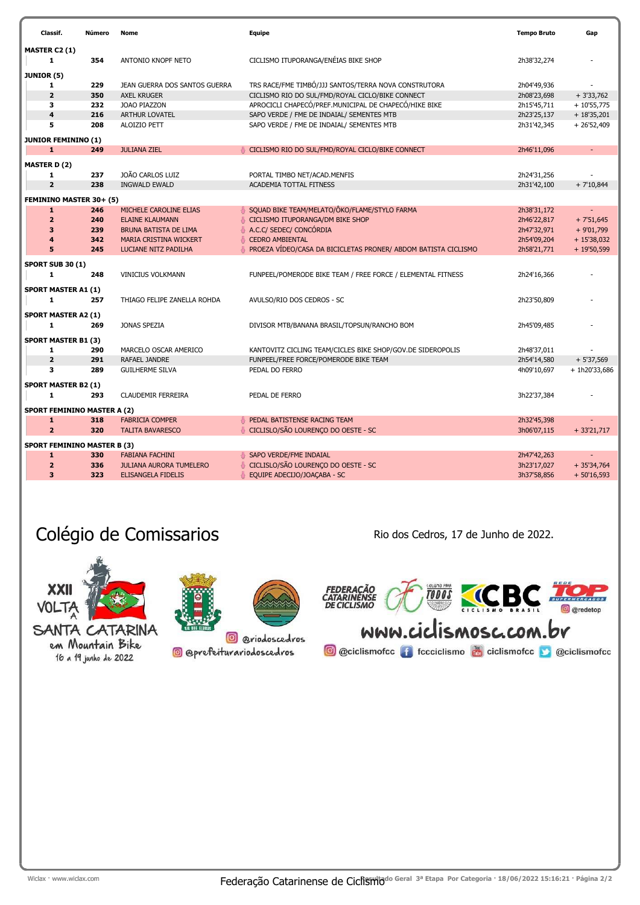| Classif. | Número | Nome | Equipe | Tempo Bruto | Gap |
|---|---|---|---|---|---|
| **MASTER C2 (1)** | | | | | |
| 1 | 354 | ANTONIO KNOPF NETO | CICLISMO ITUPORANGA/ENÉIAS BIKE SHOP | 2h38'32,274 | - |
| **JUNIOR (5)** | | | | | |
| 1 | 229 | JEAN GUERRA DOS SANTOS GUERRA | TRS RACE/FME TIMBÓ/JJJ SANTOS/TERRA NOVA CONSTRUTORA | 2h04'49,936 | - |
| 2 | 350 | AXEL KRUGER | CICLISMO RIO DO SUL/FMD/ROYAL CICLO/BIKE CONNECT | 2h08'23,698 | + 3'33,762 |
| 3 | 232 | JOAO PIAZZON | APROCICLI CHAPECÓ/PREF.MUNICIPAL DE CHAPECÓ/HIKE BIKE | 2h15'45,711 | + 10'55,775 |
| 4 | 216 | ARTHUR LOVATEL | SAPO VERDE / FME DE INDAIAL/ SEMENTES MTB | 2h23'25,137 | + 18'35,201 |
| 5 | 208 | ALOIZIO PETT | SAPO VERDE / FME DE INDAIAL/ SEMENTES MTB | 2h31'42,345 | + 26'52,409 |
| **JUNIOR FEMININO (1)** | | | | | |
| 1 | 249 | JULIANA ZIEL | CICLISMO RIO DO SUL/FMD/ROYAL CICLO/BIKE CONNECT | 2h46'11,096 | - |
| **MASTER D (2)** | | | | | |
| 1 | 237 | JOÃO CARLOS LUIZ | PORTAL TIMBO NET/ACAD.MENFIS | 2h24'31,256 | - |
| 2 | 238 | INGWALD EWALD | ACADEMIA TOTTAL FITNESS | 2h31'42,100 | + 7'10,844 |
| **FEMININO MASTER 30+ (5)** | | | | | |
| 1 | 246 | MICHELE CAROLINE ELIAS | SQUAD BIKE TEAM/MELATO/ÔKO/FLAME/STYLO FARMA | 2h38'31,172 | - |
| 2 | 240 | ELAINE KLAUMANN | CICLISMO ITUPORANGA/DM BIKE SHOP | 2h46'22,817 | + 7'51,645 |
| 3 | 239 | BRUNA BATISTA DE LIMA | A.C.C/ SEDEC/ CONCÓRDIA | 2h47'32,971 | + 9'01,799 |
| 4 | 342 | MARIA CRISTINA WICKERT | CEDRO AMBIENTAL | 2h54'09,204 | + 15'38,032 |
| 5 | 245 | LUCIANE NITZ PADILHA | PROEZA VÍDEO/CASA DA BICICLETAS PRONER/ ABDOM BATISTA CICLISMO | 2h58'21,771 | + 19'50,599 |
| **SPORT SUB 30 (1)** | | | | | |
| 1 | 248 | VINICIUS VOLKMANN | FUNPEEL/POMERODE BIKE TEAM / FREE FORCE / ELEMENTAL FITNESS | 2h24'16,366 | - |
| **SPORT MASTER A1 (1)** | | | | | |
| 1 | 257 | THIAGO FELIPE ZANELLA ROHDA | AVULSO/RIO DOS CEDROS - SC | 2h23'50,809 | - |
| **SPORT MASTER A2 (1)** | | | | | |
| 1 | 269 | JONAS SPEZIA | DIVISOR MTB/BANANA BRASIL/TOPSUN/RANCHO BOM | 2h45'09,485 | - |
| **SPORT MASTER B1 (3)** | | | | | |
| 1 | 290 | MARCELO OSCAR AMERICO | KANTOVITZ CICLING TEAM/CICLES BIKE SHOP/GOV.DE SIDEROPOLIS | 2h48'37,011 | - |
| 2 | 291 | RAFAEL JANDRE | FUNPEEL/FREE FORCE/POMERODE BIKE TEAM | 2h54'14,580 | + 5'37,569 |
| 3 | 289 | GUILHERME SILVA | PEDAL DO FERRO | 4h09'10,697 | + 1h20'33,686 |
| **SPORT MASTER B2 (1)** | | | | | |
| 1 | 293 | CLAUDEMIR FERREIRA | PEDAL DE FERRO | 3h22'37,384 | - |
| **SPORT FEMININO MASTER A (2)** | | | | | |
| 1 | 318 | FABRICIA COMPER | PEDAL BATISTENSE RACING TEAM | 2h32'45,398 | - |
| 2 | 320 | TALITA BAVARESCO | CICLISLO/SÃO LOURENÇO DO OESTE - SC | 3h06'07,115 | + 33'21,717 |
| **SPORT FEMININO MASTER B (3)** | | | | | |
| 1 | 330 | FABIANA FACHINI | SAPO VERDE/FME INDAIAL | 2h47'42,263 | - |
| 2 | 336 | JULIANA AURORA TUMELERO | CICLISLO/SÃO LOURENÇO DO OESTE - SC | 3h23'17,027 | + 35'34,764 |
| 3 | 323 | ELISANGELA FIDELIS | EQUIPE ADECIJO/JOAÇABA - SC | 3h37'58,856 | + 50'16,593 |

Colégio de Comissarios

Rio dos Cedros, 17 de Junho de 2022.

XXII VOLTA A SANTA CATARINA em Mountain Bike 16 a 19 junho de 2022

@riodoscedros

@prefeiturariodoscedros

FEDERAÇÃO CATARINENSE DE CICLISMO

www.ciclismosc.com.br

@ciclismofcc fccciclismo ciclismofcc @ciclismofcc

@redetop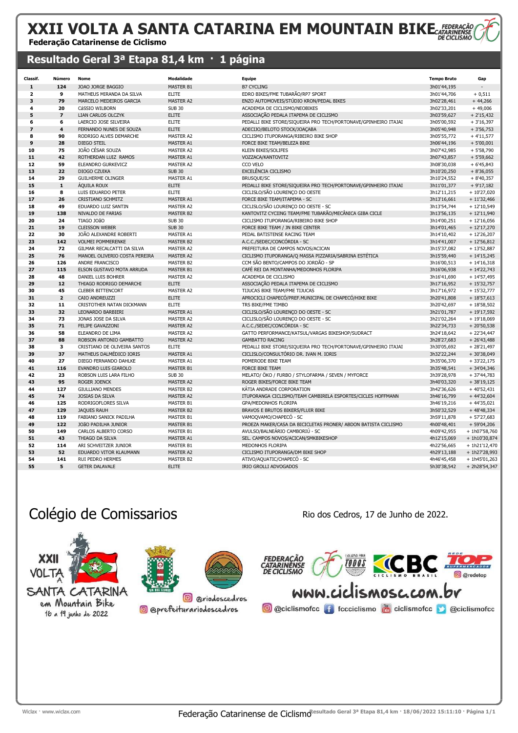# XXII VOLTA A SANTA CATARINA EM MOUNTAIN BIKE

**Federação Catarinense de Ciclismo**

## Resultado Geral 3ª Etapa 81,4 km · 1 página

| Classif. | Número | Nome | Modalidade | Equipe | Tempo Bruto | Gap |
|---|---|---|---|---|---|---|
| 1 | 124 | JOAO JORGE BAGGIO | MASTER B1 | B7 CYCLING | 3h01'44,195 | - |
| 2 | 9 | MATHEUS MIRANDA DA SILVA | ELITE | EDRO BIKES/FME TUBARÃO/RP7 SPORT | 3h01'44,706 | + 0,511 |
| 3 | 79 | MARCELO MEDEIROS GARCIA | MASTER A2 | ENZO AUTOMOVEIS/STÚDIO KRON/PEDAL BIKES | 3h02'28,461 | + 44,266 |
| 4 | 20 | CáSSIO WILBORN | SUB 30 | ACADEMIA DE CICLISMO/NEOBIKES | 3h02'33,201 | + 49,006 |
| 5 | 7 | LIAN CARLOS OLCZYK | ELITE | ASSOCIAÇÃO PEDALA ITAPEMA DE CICLISMO | 3h03'59,627 | + 2'15,432 |
| 6 | 6 | LAERCIO JOSE SILVEIRA | ELITE | PEDALLI BIKE STORE/SIQUEIRA PRO TECH/PORTONAVE/GPINHEIRO ITAJAI | 3h05'00,592 | + 3'16,397 |
| 7 | 4 | FERNANDO NUNES DE SOUZA | ELITE | ADECIJO/BELOTO STOCK/JOAÇABA | 3h05'40,948 | + 3'56,753 |
| 8 | 90 | RODRIGO ALVES DEMARCHE | MASTER A2 | CICLISMO ITUPORANGA/RIBEIRO BIKE SHOP | 3h05'55,772 | + 4'11,577 |
| 9 | 28 | DIEGO STEIL | MASTER A1 | FORCE BIKE TEAM/BELEZA BIKE | 3h06'44,196 | + 5'00,001 |
| 10 | 75 | JOÃO CÉSAR SOUZA | MASTER A2 | KLEIN BIKES/SOLIFES | 3h07'42,985 | + 5'58,790 |
| 11 | 42 | ROTHERDAN LUIZ RAMOS | MASTER A1 | VOZZACA/KANTOVITZ | 3h07'43,857 | + 5'59,662 |
| 12 | 59 | ELEANDRO GURKEVICZ | MASTER A2 | CCO VELO | 3h08'30,038 | + 6'45,843 |
| 13 | 22 | DIOGO CZUIKA | SUB 30 | EXCELÊNCIA CICLISMO | 3h10'20,250 | + 8'36,055 |
| 14 | 29 | GUILHERME OLINGER | MASTER A1 | BRUSQUE/SC | 3h10'24,552 | + 8'40,357 |
| 15 | 1 | ÁQUILA ROUX | ELITE | PEDALLI BIKE STORE/SIQUEIRA PRO TECH/PORTONAVE/GPINHEIRO ITAJAI | 3h11'01,377 | + 9'17,182 |
| 16 | 8 | LUIS EDUARDO PETER | ELITE | CICLISLO/SÃO LOURENÇO DO OESTE | 3h12'11,215 | + 10'27,020 |
| 17 | 26 | CRISTIANO SCHMITZ | MASTER A1 | FORCE BIKE TEAM/ITAPEMA - SC | 3h13'16,661 | + 11'32,466 |
| 18 | 49 | EDUARDO LUIZ SANTIN | MASTER A2 | CICLISLO/SÃO LOURENÇO DO OESTE - SC | 3h13'54,744 | + 12'10,549 |
| 19 | 138 | NIVALDO DE FARIAS | MASTER B2 | KANTOVITZ CYCIING TEAM/FME TUBARÃO/MECÂNICA GIBA CICLE | 3h13'56,135 | + 12'11,940 |
| 20 | 24 | TIAGO JOÃO | SUB 30 | CICLISMO ITUPORANGA/RIBEIRO BIKE SHOP | 3h14'00,251 | + 12'16,056 |
| 21 | 19 | CLEISSON WEBER | SUB 30 | FORCE BIKE TEAM / JN BIKE CENTER | 3h14'01,465 | + 12'17,270 |
| 22 | 30 | JOÃO ALEXANDRE ROBERTI | MASTER A1 | PEDAL BATISTENSE RACING TEAM | 3h14'10,402 | + 12'26,207 |
| 23 | 142 | VOLMEI POMMERENKE | MASTER B2 | A.C.C./SEDEC/CONCÓRDIA - SC | 3h14'41,007 | + 12'56,812 |
| 24 | 72 | GILMAR RECALCATTI DA SILVA | MASTER A2 | PREFEITURA DE CAMPOS NOVOS/ACICAN | 3h15'37,082 | + 13'52,887 |
| 25 | 76 | MANOEL OLIVERIO COSTA PEREIRA | MASTER A2 | CICLISMO ITUPORANGA/Q MASSA PIZZARIA/SABRINA ESTÉTICA | 3h15'59,440 | + 14'15,245 |
| 26 | 126 | ANDRE FRANCISCO | MASTER B2 | CCM SÃO BENTO/CAMPOS DO JORDÃO - SP | 3h16'00,513 | + 14'16,318 |
| 27 | 115 | ELSON GUSTAVO MOTA ARRUDA | MASTER B1 | CAFÉ REI DA MONTANHA/MEDONHOS FLORIPA | 3h16'06,938 | + 14'22,743 |
| 28 | 48 | DANIEL LUIS BOHRER | MASTER A2 | ACADEMIA DE CICLISMO | 3h16'41,690 | + 14'57,495 |
| 29 | 12 | THIAGO RODRIGO DEMARCHI | ELITE | ASSOCIAÇÃO PEDALA ITAPEMA DE CICLISMO | 3h17'16,952 | + 15'32,757 |
| 30 | 45 | CLEBER BITTENCORT | MASTER A2 | TIJUCAS BIKE TEAM/FME TIJUCAS | 3h17'16,972 | + 15'32,777 |
| 31 | 2 | CAIO ANDREUZZI | ELITE | APROCICLI CHAPECÓ/PREF.MUNICIPAL DE CHAPECÓ/HIKE BIKE | 3h20'41,808 | + 18'57,613 |
| 32 | 11 | CRISTOTHER NATAN DICKMANN | ELITE | TRS BIKE/FME TIMBO | 3h20'42,697 | + 18'58,502 |
| 33 | 32 | LEONARDO BARBIERI | MASTER A1 | CICLISLO/SÃO LOURENÇO DO OESTE - SC | 3h21'01,787 | + 19'17,592 |
| 34 | 73 | JONAS JOSE DA SILVA | MASTER A2 | CICLISLO/SÃO LOURENÇO DO OESTE - SC | 3h21'02,264 | + 19'18,069 |
| 35 | 71 | FELIPE GAVAZZONI | MASTER A2 | A.C.C./SEDEC/CONCÓRDIA - SC | 3h22'34,733 | + 20'50,538 |
| 36 | 58 | ELEANDRO DE LIMA | MASTER A2 | GATTO PERFORMANCE/KATSUL/VARGAS BIKESHOP/SUDRACT | 3h24'18,642 | + 22'34,447 |
| 37 | 88 | ROBSON ANTONIO GAMBATTO | MASTER A2 | GAMBATTO RACING | 3h28'27,683 | + 26'43,488 |
| 38 | 3 | CRISTIANO DE OLIVEIRA SANTOS | ELITE | PEDALLI BIKE STORE/SIQUEIRA PRO TECH/PORTONAVE/GPINHEIRO ITAJAI | 3h30'05,692 | + 28'21,497 |
| 39 | 37 | MATHEUS DALMÉDICO IORIS | MASTER A1 | CICLISLO/CONSULTÓRIO DR. IVAN M. IORIS | 3h32'22,244 | + 30'38,049 |
| 40 | 27 | DIEGO FERNANDO DAHLKE | MASTER A1 | POMERODE BIKE TEAM | 3h35'06,370 | + 33'22,175 |
| 41 | 116 | EVANDRO LUIS GIAROLO | MASTER B1 | FORCE BIKE TEAM | 3h35'48,541 | + 34'04,346 |
| 42 | 23 | ROBSON LUIS LARA FILHO | SUB 30 | MELATO/ ÖKO / FURBO / STYLOFARMA / SEVEN / MYFORCE | 3h39'28,978 | + 37'44,783 |
| 43 | 95 | ROGER JOENCK | MASTER A2 | ROGER BIKES/FORCE BIKE TEAM | 3h40'03,320 | + 38'19,125 |
| 44 | 127 | GIULLIANO MENDES | MASTER B2 | KÁTIA ANDRADE CORPORATION | 3h42'36,626 | + 40'52,431 |
| 45 | 74 | JOSIAS DA SILVA | MASTER A2 | ITUPORANGA CICLISMO/TEAM CAMBIRELA ESPORTES/CICLES HOFFMANN | 3h46'16,799 | + 44'32,604 |
| 46 | 125 | RODRIGOFLORES SILVA | MASTER B1 | GPA/MEDONHOS FLORIPA | 3h46'19,216 | + 44'35,021 |
| 47 | 129 | JAQUES RAUH | MASTER B2 | BRAVOS E BRUTOS BIKERS/FLUIR BIKE | 3h50'32,529 | + 48'48,334 |
| 48 | 119 | FABIANO SANICK PADILHA | MASTER B1 | VAMOQVAMO/CHAPECÓ - SC | 3h59'11,878 | + 57'27,683 |
| 49 | 122 | JOÃO PADILHA JUNIOR | MASTER B1 | PROEZA MAKER/CASA DA BICICLETAS PRONER/ ABDON BATISTA CICLISMO | 4h00'48,401 | + 59'04,206 |
| 50 | 149 | CARLOS ALBERTO CORSO | MASTER B1 | AVULSO/BALNEÁRIO CAMBORIÚ - SC | 4h09'42,955 | + 1h07'58,760 |
| 51 | 43 | THIAGO DA SILVA | MASTER A1 | SEL. CAMPOS NOVOS/ACICAN/SMKBIKESHOP | 4h12'15,069 | + 1h10'30,874 |
| 52 | 114 | ARI SCHVEITZER JUNIOR | MASTER B1 | MEDONHOS FLORIPA | 4h22'56,665 | + 1h21'12,470 |
| 53 | 52 | EDUARDO VITOR KLAUMANN | MASTER A2 | CICLISMO ITUPORANGA/DM BIKE SHOP | 4h29'13,188 | + 1h27'28,993 |
| 54 | 141 | RUI PEDRO HERMES | MASTER B2 | ATIVO/AQUATIC/CHAPECÓ - SC | 4h46'45,458 | + 1h45'01,263 |
| 55 | 5 | GETER DALAVALE | ELITE | IRIO GROLLI ADVOGADOS | 5h30'38,542 | + 2h28'54,347 |

## Colégio de Comissarios

Rio dos Cedros, 17 de Junho de 2022.

XXII VOLTA A SANTA CATARINA em Mountain Bike 16 a 19 junho de 2022

@riodoscedros · @prefeiturariodoscedros

www.ciclismosc.com.br

@ciclismofcc · fccciclismo · ciclismofcc · @ciclismofcc · @redetop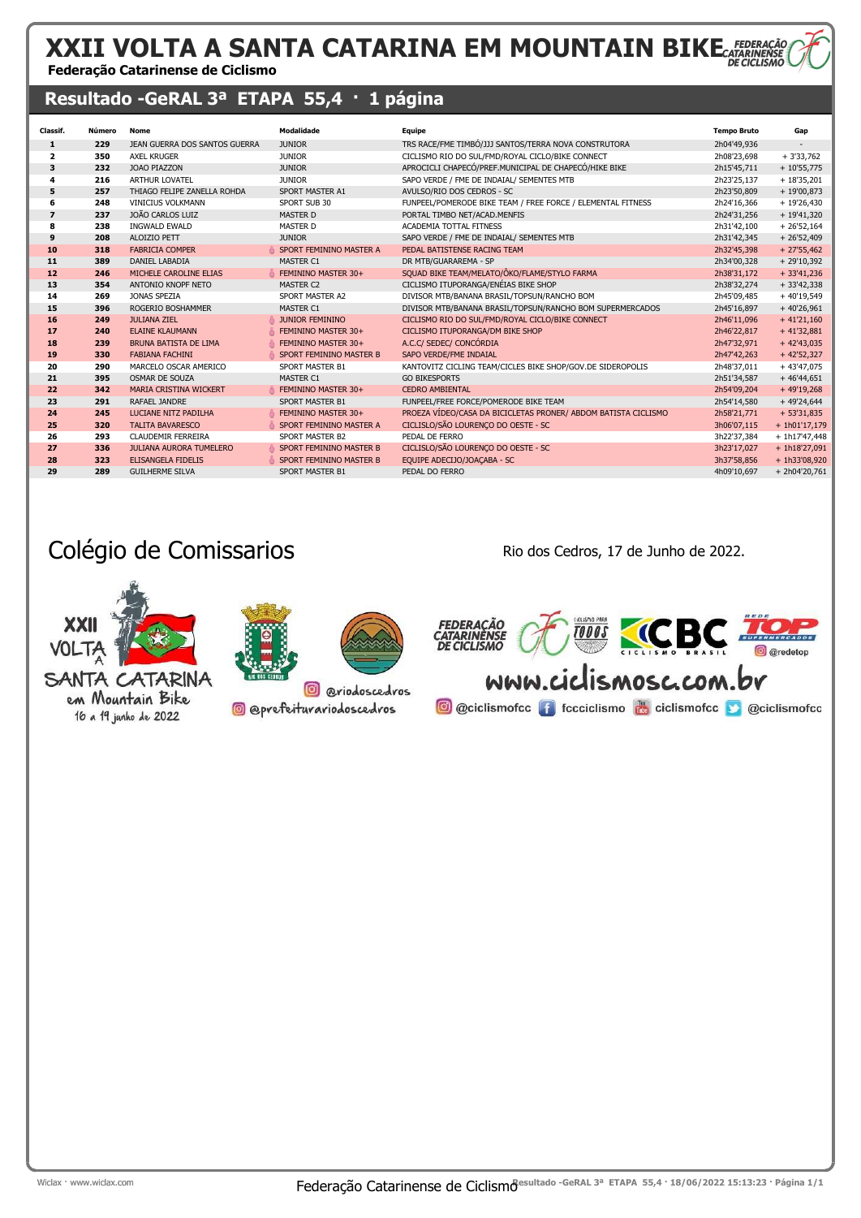# XXII VOLTA A SANTA CATARINA EM MOUNTAIN BIKE

**Federação Catarinense de Ciclismo**

## Resultado -GeRAL 3ª ETAPA 55,4 · 1 página

| Classif. | Número | Nome | Modalidade | Equipe | Tempo Bruto | Gap |
|---|---|---|---|---|---|---|
| 1 | 229 | JEAN GUERRA DOS SANTOS GUERRA | JUNIOR | TRS RACE/FME TIMBÓ/JJJ SANTOS/TERRA NOVA CONSTRUTORA | 2h04'49,936 | - |
| 2 | 350 | AXEL KRUGER | JUNIOR | CICLISMO RIO DO SUL/FMD/ROYAL CICLO/BIKE CONNECT | 2h08'23,698 | + 3'33,762 |
| 3 | 232 | JOAO PIAZZON | JUNIOR | APROCICLI CHAPECÓ/PREF.MUNICIPAL DE CHAPECÓ/HIKE BIKE | 2h15'45,711 | + 10'55,775 |
| 4 | 216 | ARTHUR LOVATEL | JUNIOR | SAPO VERDE / FME DE INDAIAL/ SEMENTES MTB | 2h23'25,137 | + 18'35,201 |
| 5 | 257 | THIAGO FELIPE ZANELLA ROHDA | SPORT MASTER A1 | AVULSO/RIO DOS CEDROS - SC | 2h23'50,809 | + 19'00,873 |
| 6 | 248 | VINICIUS VOLKMANN | SPORT SUB 30 | FUNPEEL/POMERODE BIKE TEAM / FREE FORCE / ELEMENTAL FITNESS | 2h24'16,366 | + 19'26,430 |
| 7 | 237 | JOÃO CARLOS LUIZ | MASTER D | PORTAL TIMBO NET/ACAD.MENFIS | 2h24'31,256 | + 19'41,320 |
| 8 | 238 | INGWALD EWALD | MASTER D | ACADEMIA TOTTAL FITNESS | 2h31'42,100 | + 26'52,164 |
| 9 | 208 | ALOIZIO PETT | JUNIOR | SAPO VERDE / FME DE INDAIAL/ SEMENTES MTB | 2h31'42,345 | + 26'52,409 |
| 10 | 318 | FABRICIA COMPER | SPORT FEMININO MASTER A | PEDAL BATISTENSE RACING TEAM | 2h32'45,398 | + 27'55,462 |
| 11 | 389 | DANIEL LABADIA | MASTER C1 | DR MTB/GUARAREMA - SP | 2h34'00,328 | + 29'10,392 |
| 12 | 246 | MICHELE CAROLINE ELIAS | FEMININO MASTER 30+ | SQUAD BIKE TEAM/MELATO/ÔKO/FLAME/STYLO FARMA | 2h38'31,172 | + 33'41,236 |
| 13 | 354 | ANTONIO KNOPF NETO | MASTER C2 | CICLISMO ITUPORANGA/ENÉIAS BIKE SHOP | 2h38'32,274 | + 33'42,338 |
| 14 | 269 | JONAS SPEZIA | SPORT MASTER A2 | DIVISOR MTB/BANANA BRASIL/TOPSUN/RANCHO BOM | 2h45'09,485 | + 40'19,549 |
| 15 | 396 | ROGERIO BOSHAMMER | MASTER C1 | DIVISOR MTB/BANANA BRASIL/TOPSUN/RANCHO BOM SUPERMERCADOS | 2h45'16,897 | + 40'26,961 |
| 16 | 249 | JULIANA ZIEL | JUNIOR FEMININO | CICLISMO RIO DO SUL/FMD/ROYAL CICLO/BIKE CONNECT | 2h46'11,096 | + 41'21,160 |
| 17 | 240 | ELAINE KLAUMANN | FEMININO MASTER 30+ | CICLISMO ITUPORANGA/DM BIKE SHOP | 2h46'22,817 | + 41'32,881 |
| 18 | 239 | BRUNA BATISTA DE LIMA | FEMININO MASTER 30+ | A.C.C/ SEDEC/ CONCÓRDIA | 2h47'32,971 | + 42'43,035 |
| 19 | 330 | FABIANA FACHINI | SPORT FEMININO MASTER B | SAPO VERDE/FME INDAIAL | 2h47'42,263 | + 42'52,327 |
| 20 | 290 | MARCELO OSCAR AMERICO | SPORT MASTER B1 | KANTOVITZ CICLING TEAM/CICLES BIKE SHOP/GOV.DE SIDEROPOLIS | 2h48'37,011 | + 43'47,075 |
| 21 | 395 | OSMAR DE SOUZA | MASTER C1 | GO BIKESPORTS | 2h51'34,587 | + 46'44,651 |
| 22 | 342 | MARIA CRISTINA WICKERT | FEMININO MASTER 30+ | CEDRO AMBIENTAL | 2h54'09,204 | + 49'19,268 |
| 23 | 291 | RAFAEL JANDRE | SPORT MASTER B1 | FUNPEEL/FREE FORCE/POMERODE BIKE TEAM | 2h54'14,580 | + 49'24,644 |
| 24 | 245 | LUCIANE NITZ PADILHA | FEMININO MASTER 30+ | PROEZA VÍDEO/CASA DA BICICLETAS PRONER/ ABDOM BATISTA CICLISMO | 2h58'21,771 | + 53'31,835 |
| 25 | 320 | TALITA BAVARESCO | SPORT FEMININO MASTER A | CICLISLO/SÃO LOURENÇO DO OESTE - SC | 3h06'07,115 | + 1h01'17,179 |
| 26 | 293 | CLAUDEMIR FERREIRA | SPORT MASTER B2 | PEDAL DE FERRO | 3h22'37,384 | + 1h17'47,448 |
| 27 | 336 | JULIANA AURORA TUMELERO | SPORT FEMININO MASTER B | CICLISLO/SÃO LOURENÇO DO OESTE - SC | 3h23'17,027 | + 1h18'27,091 |
| 28 | 323 | ELISANGELA FIDELIS | SPORT FEMININO MASTER B | EQUIPE ADECIJO/JOAÇABA - SC | 3h37'58,856 | + 1h33'08,920 |
| 29 | 289 | GUILHERME SILVA | SPORT MASTER B1 | PEDAL DO FERRO | 4h09'10,697 | + 2h04'20,761 |

Colégio de Comissarios

Rio dos Cedros, 17 de Junho de 2022.

XXII VOLTA A SANTA CATARINA em Mountain Bike 16 a 19 junho de 2022

@riodoscedros

@prefeiturariodoscedros

www.ciclismosc.com.br

@ciclismofcc fccciclismo ciclismofcc @ciclismofcc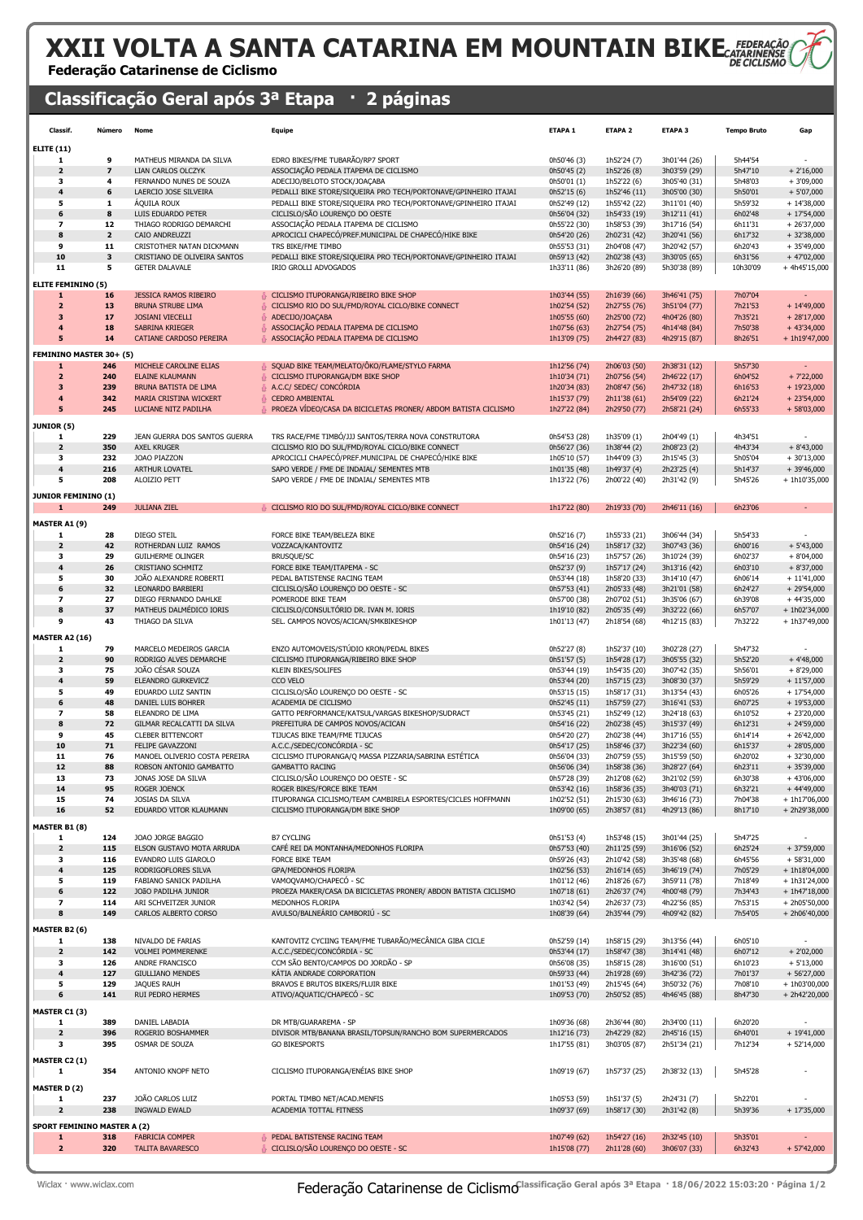# XXII VOLTA A SANTA CATARINA EM MOUNTAIN BIKE

**Federação Catarinense de Ciclismo**

## Classificação Geral após 3ª Etapa · 2 páginas

| Classif. | Número | Nome | Equipe | ETAPA 1 | ETAPA 2 | ETAPA 3 | Tempo Bruto | Gap |
|---|---|---|---|---|---|---|---|---|
| **ELITE (11)** | | | | | | | | |
| 1 | 9 | MATHEUS MIRANDA DA SILVA | EDRO BIKES/FME TUBARÃO/RP7 SPORT | 0h50'46 (3) | 1h52'24 (7) | 3h01'44 (26) | 5h44'54 | - |
| 2 | 7 | LIAN CARLOS OLCZYK | ASSOCIAÇÃO PEDALA ITAPEMA DE CICLISMO | 0h50'45 (2) | 1h52'26 (8) | 3h03'59 (29) | 5h47'10 | + 2'16,000 |
| 3 | 4 | FERNANDO NUNES DE SOUZA | ADECIJO/BELOTO STOCK/JOAÇABA | 0h50'01 (1) | 1h52'22 (6) | 3h05'40 (31) | 5h48'03 | + 3'09,000 |
| 4 | 6 | LAERCIO JOSE SILVEIRA | PEDALLI BIKE STORE/SIQUEIRA PRO TECH/PORTONAVE/GPINHEIRO ITAJAI | 0h52'15 (6) | 1h52'46 (11) | 3h05'00 (30) | 5h50'01 | + 5'07,000 |
| 5 | 1 | ÁQUILA ROUX | PEDALLI BIKE STORE/SIQUEIRA PRO TECH/PORTONAVE/GPINHEIRO ITAJAI | 0h52'49 (12) | 1h55'42 (22) | 3h11'01 (40) | 5h59'32 | + 14'38,000 |
| 6 | 8 | LUIS EDUARDO PETER | CICLISLO/SÃO LOURENÇO DO OESTE | 0h56'04 (32) | 1h54'33 (19) | 3h12'11 (41) | 6h02'48 | + 17'54,000 |
| 7 | 12 | THIAGO RODRIGO DEMARCHI | ASSOCIAÇÃO PEDALA ITAPEMA DE CICLISMO | 0h55'22 (30) | 1h58'53 (39) | 3h17'16 (54) | 6h11'31 | + 26'37,000 |
| 8 | 2 | CAIO ANDREUZZI | APROCICLI CHAPECÓ/PREF.MUNICIPAL DE CHAPECÓ/HIKE BIKE | 0h54'20 (26) | 2h02'31 (42) | 3h20'41 (56) | 6h17'32 | + 32'38,000 |
| 9 | 11 | CRISTOTHER NATAN DICKMANN | TRS BIKE/FME TIMBO | 0h55'53 (31) | 2h04'08 (47) | 3h20'42 (57) | 6h20'43 | + 35'49,000 |
| 10 | 3 | CRISTIANO DE OLIVEIRA SANTOS | PEDALLI BIKE STORE/SIQUEIRA PRO TECH/PORTONAVE/GPINHEIRO ITAJAI | 0h59'13 (42) | 2h02'38 (43) | 3h30'05 (65) | 6h31'56 | + 47'02,000 |
| 11 | 5 | GETER DALAVALE | IRIO GROLLI ADVOGADOS | 1h33'11 (86) | 3h26'20 (89) | 5h30'38 (89) | 10h30'09 | + 4h45'15,000 |
| **ELITE FEMININO (5)** | | | | | | | | |
| 1 | 16 | JESSICA RAMOS RIBEIRO | CICLISMO ITUPORANGA/RIBEIRO BIKE SHOP | 1h03'44 (55) | 2h16'39 (66) | 3h46'41 (75) | 7h07'04 | - |
| 2 | 13 | BRUNA STRUBE LIMA | CICLISMO RIO DO SUL/FMD/ROYAL CICLO/BIKE CONNECT | 1h02'54 (52) | 2h27'55 (76) | 3h51'04 (77) | 7h21'53 | + 14'49,000 |
| 3 | 17 | JOSIANI VIECELLI | ADECIJO/JOAÇABA | 1h05'55 (60) | 2h25'00 (72) | 4h04'26 (80) | 7h35'21 | + 28'17,000 |
| 4 | 18 | SABRINA KRIEGER | ASSOCIAÇÃO PEDALA ITAPEMA DE CICLISMO | 1h07'56 (63) | 2h27'54 (75) | 4h14'48 (84) | 7h50'38 | + 43'34,000 |
| 5 | 14 | CATIANE CARDOSO PEREIRA | ASSOCIAÇÃO PEDALA ITAPEMA DE CICLISMO | 1h13'09 (75) | 2h44'27 (83) | 4h29'15 (87) | 8h26'51 | + 1h19'47,000 |
| **FEMININO MASTER 30+ (5)** | | | | | | | | |
| 1 | 246 | MICHELE CAROLINE ELIAS | SQUAD BIKE TEAM/MELATO/ÔKO/FLAME/STYLO FARMA | 1h12'56 (74) | 2h06'03 (50) | 2h38'31 (12) | 5h57'30 | - |
| 2 | 240 | ELAINE KLAUMANN | CICLISMO ITUPORANGA/DM BIKE SHOP | 1h10'34 (71) | 2h07'56 (54) | 2h46'22 (17) | 6h04'52 | + 7'22,000 |
| 3 | 239 | BRUNA BATISTA DE LIMA | A.C.C/ SEDEC/ CONCÓRDIA | 1h20'34 (83) | 2h08'47 (56) | 2h47'32 (18) | 6h16'53 | + 19'23,000 |
| 4 | 342 | MARIA CRISTINA WICKERT | CEDRO AMBIENTAL | 1h15'37 (79) | 2h11'38 (61) | 2h54'09 (22) | 6h21'24 | + 23'54,000 |
| 5 | 245 | LUCIANE NITZ PADILHA | PROEZA VÍDEO/CASA DA BICICLETAS PRONER/ ABDOM BATISTA CICLISMO | 1h27'22 (84) | 2h29'50 (77) | 2h58'21 (24) | 6h55'33 | + 58'03,000 |
| **JUNIOR (5)** | | | | | | | | |
| 1 | 229 | JEAN GUERRA DOS SANTOS GUERRA | TRS RACE/FME TIMBÓ/JJJ SANTOS/TERRA NOVA CONSTRUTORA | 0h54'53 (28) | 1h35'09 (1) | 2h04'49 (1) | 4h34'51 | - |
| 2 | 350 | AXEL KRUGER | CICLISMO RIO DO SUL/FMD/ROYAL CICLO/BIKE CONNECT | 0h56'27 (36) | 1h38'44 (2) | 2h08'23 (2) | 4h43'34 | + 8'43,000 |
| 3 | 232 | JOAO PIAZZON | APROCICLI CHAPECÓ/PREF.MUNICIPAL DE CHAPECÓ/HIKE BIKE | 1h05'10 (57) | 1h44'09 (3) | 2h15'45 (3) | 5h05'04 | + 30'13,000 |
| 4 | 216 | ARTHUR LOVATEL | SAPO VERDE / FME DE INDAIAL/ SEMENTES MTB | 1h01'35 (48) | 1h49'37 (4) | 2h23'25 (4) | 5h14'37 | + 39'46,000 |
| 5 | 208 | ALOIZIO PETT | SAPO VERDE / FME DE INDAIAL/ SEMENTES MTB | 1h13'22 (76) | 2h00'22 (40) | 2h31'42 (9) | 5h45'26 | + 1h10'35,000 |
| **JUNIOR FEMININO (1)** | | | | | | | | |
| 1 | 249 | JULIANA ZIEL | CICLISMO RIO DO SUL/FMD/ROYAL CICLO/BIKE CONNECT | 1h17'22 (80) | 2h19'33 (70) | 2h46'11 (16) | 6h23'06 | - |
| **MASTER A1 (9)** | | | | | | | | |
| 1 | 28 | DIEGO STEIL | FORCE BIKE TEAM/BELEZA BIKE | 0h52'16 (7) | 1h55'33 (21) | 3h06'44 (34) | 5h54'33 | - |
| 2 | 42 | ROTHERDAN LUIZ RAMOS | VOZZACA/KANTOVITZ | 0h54'16 (24) | 1h58'17 (32) | 3h07'43 (36) | 6h00'16 | + 5'43,000 |
| 3 | 29 | GUILHERME OLINGER | BRUSQUE/SC | 0h54'16 (23) | 1h57'57 (26) | 3h10'24 (39) | 6h02'37 | + 8'04,000 |
| 4 | 26 | CRISTIANO SCHMITZ | FORCE BIKE TEAM/ITAPEMA - SC | 0h52'37 (9) | 1h57'17 (24) | 3h13'16 (42) | 6h03'10 | + 8'37,000 |
| 5 | 30 | JOÃO ALEXANDRE ROBERTI | PEDAL BATISTENSE RACING TEAM | 0h53'44 (18) | 1h58'20 (33) | 3h14'10 (47) | 6h06'14 | + 11'41,000 |
| 6 | 32 | LEONARDO BARBIERI | CICLISLO/SÃO LOURENÇO DO OESTE - SC | 0h57'53 (41) | 2h05'33 (48) | 3h21'01 (58) | 6h24'27 | + 29'54,000 |
| 7 | 27 | DIEGO FERNANDO DAHLKE | POMERODE BIKE TEAM | 0h57'00 (38) | 2h07'02 (51) | 3h35'06 (67) | 6h39'08 | + 44'35,000 |
| 8 | 37 | MATHEUS DALMÉDICO IORIS | CICLISLO/CONSULTÓRIO DR. IVAN M. IORIS | 1h19'10 (82) | 2h05'35 (49) | 3h32'22 (66) | 6h57'07 | + 1h02'34,000 |
| 9 | 43 | THIAGO DA SILVA | SEL. CAMPOS NOVOS/ACICAN/SMKBIKESHOP | 1h01'13 (47) | 2h18'54 (68) | 4h12'15 (83) | 7h32'22 | + 1h37'49,000 |
| **MASTER A2 (16)** | | | | | | | | |
| 1 | 79 | MARCELO MEDEIROS GARCIA | ENZO AUTOMOVEIS/STÚDIO KRON/PEDAL BIKES | 0h52'27 (8) | 1h52'37 (10) | 3h02'28 (27) | 5h47'32 | - |
| 2 | 90 | RODRIGO ALVES DEMARCHE | CICLISMO ITUPORANGA/RIBEIRO BIKE SHOP | 0h51'57 (5) | 1h54'28 (17) | 3h05'55 (32) | 5h52'20 | + 4'48,000 |
| 3 | 75 | JOÃO CÉSAR SOUZA | KLEIN BIKES/SOLIFES | 0h53'44 (19) | 1h54'35 (20) | 3h07'42 (35) | 5h56'01 | + 8'29,000 |
| 4 | 59 | ELEANDRO GURKEVICZ | CCO VELO | 0h53'44 (20) | 1h57'15 (23) | 3h08'30 (37) | 5h59'29 | + 11'57,000 |
| 5 | 49 | EDUARDO LUIZ SANTIN | CICLISLO/SÃO LOURENÇO DO OESTE - SC | 0h53'15 (15) | 1h58'17 (31) | 3h13'54 (43) | 6h05'26 | + 17'54,000 |
| 6 | 48 | DANIEL LUIS BOHRER | ACADEMIA DE CICLISMO | 0h52'45 (11) | 1h57'59 (27) | 3h16'41 (53) | 6h07'25 | + 19'53,000 |
| 7 | 58 | ELEANDRO DE LIMA | GATTO PERFORMANCE/KATSUL/VARGAS BIKESHOP/SUDRACT | 0h53'45 (21) | 1h52'49 (12) | 3h24'18 (63) | 6h10'52 | + 23'20,000 |
| 8 | 72 | GILMAR RECALCATTI DA SILVA | PREFEITURA DE CAMPOS NOVOS/ACICAN | 0h54'16 (22) | 2h02'38 (45) | 3h15'37 (49) | 6h12'31 | + 24'59,000 |
| 9 | 45 | CLEBER BITTENCORT | TIJUCAS BIKE TEAM/FME TIJUCAS | 0h54'20 (27) | 2h02'38 (44) | 3h17'16 (55) | 6h14'14 | + 26'42,000 |
| 10 | 71 | FELIPE GAVAZZONI | A.C.C./SEDEC/CONCÓRDIA - SC | 0h54'17 (25) | 1h58'46 (37) | 3h22'34 (60) | 6h15'37 | + 28'05,000 |
| 11 | 76 | MANOEL OLIVERIO COSTA PEREIRA | CICLISMO ITUPORANGA/Q MASSA PIZZARIA/SABRINA ESTÉTICA | 0h56'04 (33) | 2h07'59 (55) | 3h15'59 (50) | 6h20'02 | + 32'30,000 |
| 12 | 88 | ROBSON ANTONIO GAMBATTO | GAMBATTO RACING | 0h56'06 (34) | 1h58'38 (36) | 3h28'27 (64) | 6h23'11 | + 35'39,000 |
| 13 | 73 | JONAS JOSE DA SILVA | CICLISLO/SÃO LOURENÇO DO OESTE - SC | 0h57'28 (39) | 2h12'08 (62) | 3h21'02 (59) | 6h30'38 | + 43'06,000 |
| 14 | 95 | ROGER JOENCK | ROGER BIKES/FORCE BIKE TEAM | 0h53'42 (16) | 1h58'36 (35) | 3h40'03 (71) | 6h32'21 | + 44'49,000 |
| 15 | 74 | JOSIAS DA SILVA | ITUPORANGA CICLISMO/TEAM CAMBIRELA ESPORTES/CICLES HOFFMANN | 1h02'51 (51) | 2h15'30 (63) | 3h46'16 (73) | 7h04'38 | + 1h17'06,000 |
| 16 | 52 | EDUARDO VITOR KLAUMANN | CICLISMO ITUPORANGA/DM BIKE SHOP | 1h09'00 (65) | 2h38'57 (81) | 4h29'13 (86) | 8h17'10 | + 2h29'38,000 |
| **MASTER B1 (8)** | | | | | | | | |
| 1 | 124 | JOAO JORGE BAGGIO | B7 CYCLING | 0h51'53 (4) | 1h53'48 (15) | 3h01'44 (25) | 5h47'25 | - |
| 2 | 115 | ELSON GUSTAVO MOTA ARRUDA | CAFÉ REI DA MONTANHA/MEDONHOS FLORIPA | 0h57'53 (40) | 2h11'25 (59) | 3h16'06 (52) | 6h25'24 | + 37'59,000 |
| 3 | 116 | EVANDRO LUIS GIAROLO | FORCE BIKE TEAM | 0h59'26 (43) | 2h10'42 (58) | 3h35'48 (68) | 6h45'56 | + 58'31,000 |
| 4 | 125 | RODRIGOFLORES SILVA | GPA/MEDONHOS FLORIPA | 1h02'56 (53) | 2h16'14 (65) | 3h46'19 (74) | 7h05'29 | + 1h18'04,000 |
| 5 | 119 | FABIANO SANICK PADILHA | VAMOQVAMO/CHAPECÓ - SC | 1h01'12 (46) | 2h18'26 (67) | 3h59'11 (78) | 7h18'49 | + 1h31'24,000 |
| 6 | 122 | JOãO PADILHA JUNIOR | PROEZA MAKER/CASA DA BICICLETAS PRONER/ ABDON BATISTA CICLISMO | 1h07'18 (61) | 2h26'37 (74) | 4h00'48 (79) | 7h34'43 | + 1h47'18,000 |
| 7 | 114 | ARI SCHVEITZER JUNIOR | MEDONHOS FLORIPA | 1h03'42 (54) | 2h26'37 (73) | 4h22'56 (85) | 7h53'15 | + 2h05'50,000 |
| 8 | 149 | CARLOS ALBERTO CORSO | AVULSO/BALNEÁRIO CAMBORIÚ - SC | 1h08'39 (64) | 2h35'44 (79) | 4h09'42 (82) | 7h54'05 | + 2h06'40,000 |
| **MASTER B2 (6)** | | | | | | | | |
| 1 | 138 | NIVALDO DE FARIAS | KANTOVITZ CYCIING TEAM/FME TUBARÃO/MECÂNICA GIBA CICLE | 0h52'59 (14) | 1h58'15 (29) | 3h13'56 (44) | 6h05'10 | - |
| 2 | 142 | VOLMEI POMMERENKE | A.C.C./SEDEC/CONCÓRDIA - SC | 0h53'44 (17) | 1h58'47 (38) | 3h14'41 (48) | 6h07'12 | + 2'02,000 |
| 3 | 126 | ANDRE FRANCISCO | CCM SÃO BENTO/CAMPOS DO JORDÃO - SP | 0h56'08 (35) | 1h58'15 (28) | 3h16'00 (51) | 6h10'23 | + 5'13,000 |
| 4 | 127 | GIULLIANO MENDES | KÁTIA ANDRADE CORPORATION | 0h59'33 (44) | 2h19'28 (69) | 3h42'36 (72) | 7h01'37 | + 56'27,000 |
| 5 | 129 | JAQUES RAUH | BRAVOS E BRUTOS BIKERS/FLUIR BIKE | 1h01'53 (49) | 2h15'45 (64) | 3h50'32 (76) | 7h08'10 | + 1h03'00,000 |
| 6 | 141 | RUI PEDRO HERMES | ATIVO/AQUATIC/CHAPECÓ - SC | 1h09'53 (70) | 2h50'52 (85) | 4h46'45 (88) | 8h47'30 | + 2h42'20,000 |
| **MASTER C1 (3)** | | | | | | | | |
| 1 | 389 | DANIEL LABADIA | DR MTB/GUARAREMA - SP | 1h09'36 (68) | 2h36'44 (80) | 2h34'00 (11) | 6h20'20 | - |
| 2 | 396 | ROGERIO BOSHAMMER | DIVISOR MTB/BANANA BRASIL/TOPSUN/RANCHO BOM SUPERMERCADOS | 1h12'16 (73) | 2h42'29 (82) | 2h45'16 (15) | 6h40'01 | + 19'41,000 |
| 3 | 395 | OSMAR DE SOUZA | GO BIKESPORTS | 1h17'55 (81) | 3h03'05 (87) | 2h51'34 (21) | 7h12'34 | + 52'14,000 |
| **MASTER C2 (1)** | | | | | | | | |
| 1 | 354 | ANTONIO KNOPF NETO | CICLISMO ITUPORANGA/ENÉIAS BIKE SHOP | 1h09'19 (67) | 1h57'37 (25) | 2h38'32 (13) | 5h45'28 | - |
| **MASTER D (2)** | | | | | | | | |
| 1 | 237 | JOÃO CARLOS LUIZ | PORTAL TIMBO NET/ACAD.MENFIS | 1h05'53 (59) | 1h51'37 (5) | 2h24'31 (7) | 5h22'01 | - |
| 2 | 238 | INGWALD EWALD | ACADEMIA TOTTAL FITNESS | 1h09'37 (69) | 1h58'17 (30) | 2h31'42 (8) | 5h39'36 | + 17'35,000 |
| **SPORT FEMININO MASTER A (2)** | | | | | | | | |
| 1 | 318 | FABRICIA COMPER | PEDAL BATISTENSE RACING TEAM | 1h07'49 (62) | 1h54'27 (16) | 2h32'45 (10) | 5h35'01 | - |
| 2 | 320 | TALITA BAVARESCO | CICLISLO/SÃO LOURENÇO DO OESTE - SC | 1h15'08 (77) | 2h11'28 (60) | 3h06'07 (33) | 6h32'43 | + 57'42,000 |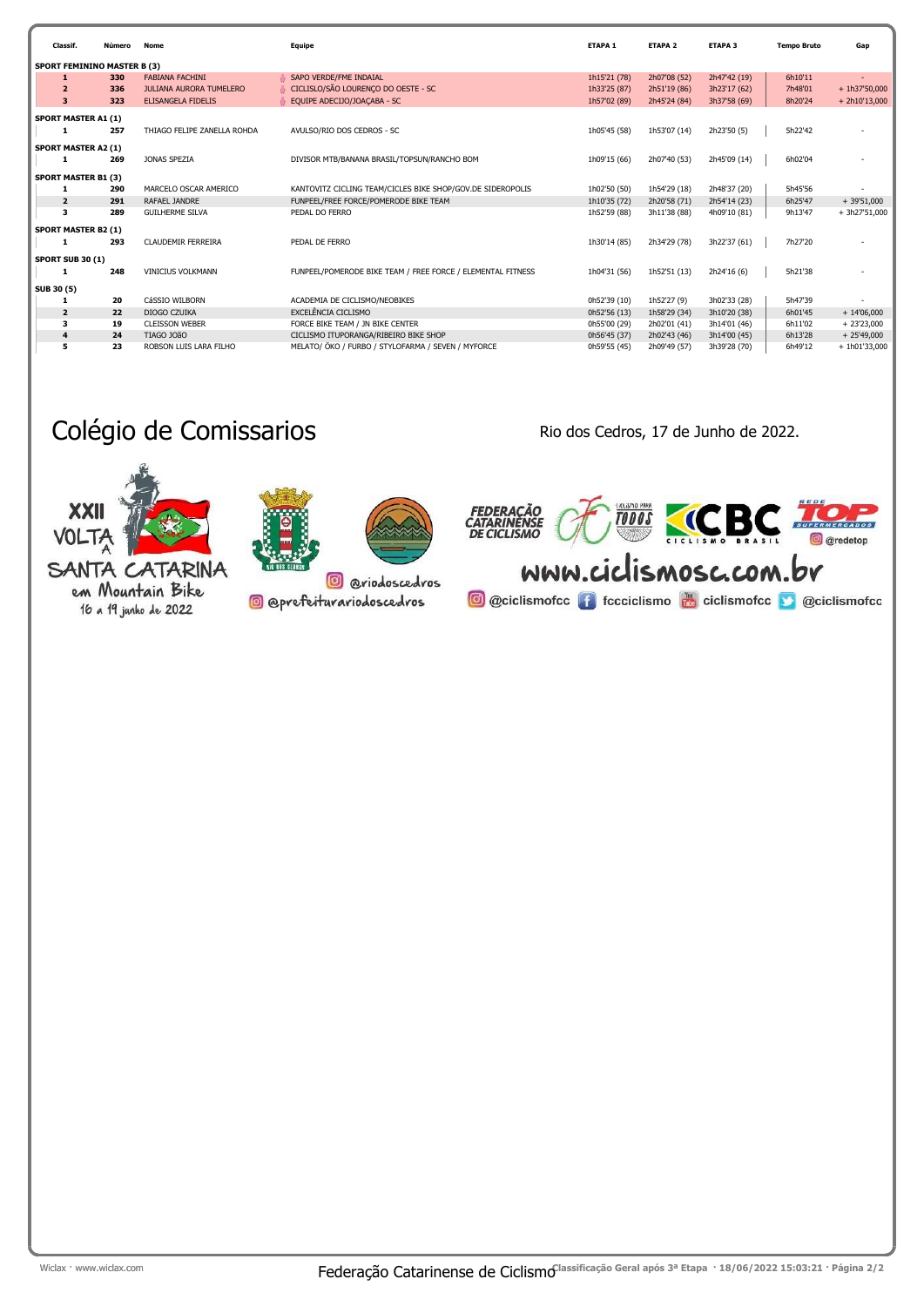| Classif. | Número | Nome | Equipe | ETAPA 1 | ETAPA 2 | ETAPA 3 | Tempo Bruto | Gap |
|---|---|---|---|---|---|---|---|---|
| **SPORT FEMININO MASTER B (3)** | | | | | | | | |
| 1 | 330 | FABIANA FACHINI | SAPO VERDE/FME INDAIAL | 1h15'21 (78) | 2h07'08 (52) | 2h47'42 (19) | 6h10'11 | - |
| 2 | 336 | JULIANA AURORA TUMELERO | CICLISLO/SÃO LOURENÇO DO OESTE - SC | 1h33'25 (87) | 2h51'19 (86) | 3h23'17 (62) | 7h48'01 | + 1h37'50,000 |
| 3 | 323 | ELISANGELA FIDELIS | EQUIPE ADECIJO/JOAÇABA - SC | 1h57'02 (89) | 2h45'24 (84) | 3h37'58 (69) | 8h20'24 | + 2h10'13,000 |
| **SPORT MASTER A1 (1)** | | | | | | | | |
| 1 | 257 | THIAGO FELIPE ZANELLA ROHDA | AVULSO/RIO DOS CEDROS - SC | 1h05'45 (58) | 1h53'07 (14) | 2h23'50 (5) | 5h22'42 | - |
| **SPORT MASTER A2 (1)** | | | | | | | | |
| 1 | 269 | JONAS SPEZIA | DIVISOR MTB/BANANA BRASIL/TOPSUN/RANCHO BOM | 1h09'15 (66) | 2h07'40 (53) | 2h45'09 (14) | 6h02'04 | - |
| **SPORT MASTER B1 (3)** | | | | | | | | |
| 1 | 290 | MARCELO OSCAR AMERICO | KANTOVITZ CICLING TEAM/CICLES BIKE SHOP/GOV.DE SIDEROPOLIS | 1h02'50 (50) | 1h54'29 (18) | 2h48'37 (20) | 5h45'56 | - |
| 2 | 291 | RAFAEL JANDRE | FUNPEEL/FREE FORCE/POMERODE BIKE TEAM | 1h10'35 (72) | 2h20'58 (71) | 2h54'14 (23) | 6h25'47 | + 39'51,000 |
| 3 | 289 | GUILHERME SILVA | PEDAL DO FERRO | 1h52'59 (88) | 3h11'38 (88) | 4h09'10 (81) | 9h13'47 | + 3h27'51,000 |
| **SPORT MASTER B2 (1)** | | | | | | | | |
| 1 | 293 | CLAUDEMIR FERREIRA | PEDAL DE FERRO | 1h30'14 (85) | 2h34'29 (78) | 3h22'37 (61) | 7h27'20 | - |
| **SPORT SUB 30 (1)** | | | | | | | | |
| 1 | 248 | VINICIUS VOLKMANN | FUNPEEL/POMERODE BIKE TEAM / FREE FORCE / ELEMENTAL FITNESS | 1h04'31 (56) | 1h52'51 (13) | 2h24'16 (6) | 5h21'38 | - |
| **SUB 30 (5)** | | | | | | | | |
| 1 | 20 | CáSSIO WILBORN | ACADEMIA DE CICLISMO/NEOBIKES | 0h52'39 (10) | 1h52'27 (9) | 3h02'33 (28) | 5h47'39 | - |
| 2 | 22 | DIOGO CZUIKA | EXCELÊNCIA CICLISMO | 0h52'56 (13) | 1h58'29 (34) | 3h10'20 (38) | 6h01'45 | + 14'06,000 |
| 3 | 19 | CLEISSON WEBER | FORCE BIKE TEAM / JN BIKE CENTER | 0h55'00 (29) | 2h02'01 (41) | 3h14'01 (46) | 6h11'02 | + 23'23,000 |
| 4 | 24 | TIAGO JOãO | CICLISMO ITUPORANGA/RIBEIRO BIKE SHOP | 0h56'45 (37) | 2h02'43 (46) | 3h14'00 (45) | 6h13'28 | + 25'49,000 |
| 5 | 23 | ROBSON LUIS LARA FILHO | MELATO/ ÔKO / FURBO / STYLOFARMA / SEVEN / MYFORCE | 0h59'55 (45) | 2h09'49 (57) | 3h39'28 (70) | 6h49'12 | + 1h01'33,000 |

Colégio de Comissarios

Rio dos Cedros, 17 de Junho de 2022.

XXII VOLTA A SANTA CATARINA em Mountain Bike
16 a 19 junho de 2022

@riodoscedros
@prefeiturariodoscedros

FEDERAÇÃO CATARINENSE DE CICLISMO — CICLISMO PARA TODOS — CBC CICLISMO BRASIL — REDE TOP SUPERMERCADOS @redetop

www.ciclismosc.com.br

@ciclismofcc fccciclismo ciclismofcc @ciclismofcc

Wiclax · www.wiclax.com

Federação Catarinense de Ciclismo — Classificação Geral após 3ª Etapa · 18/06/2022 15:03:21